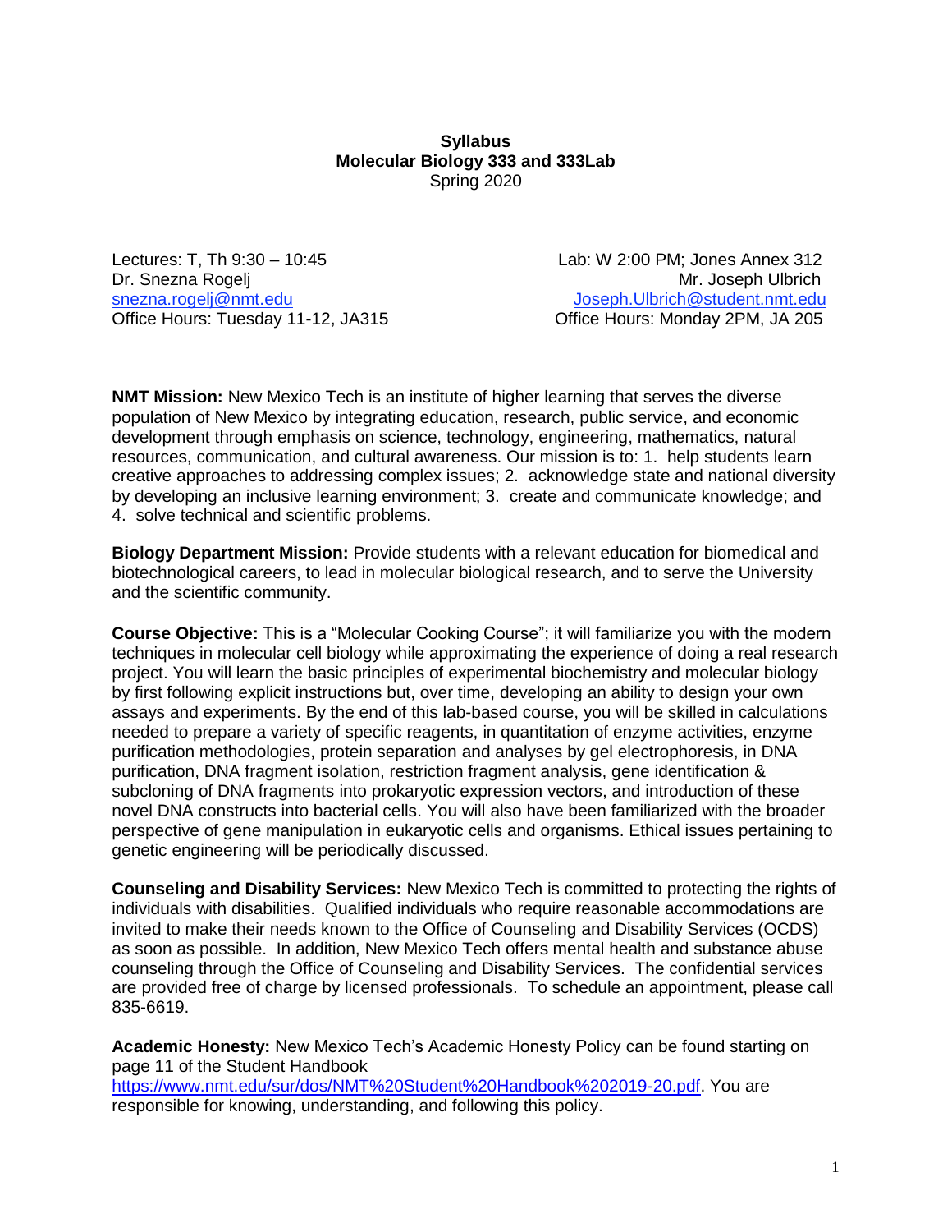**Syllabus**
**Molecular Biology 333 and 333Lab**
Spring 2020

Lectures: T, Th 9:30 – 10:45
Dr. Snezna Rogelj
snezna.rogelj@nmt.edu
Office Hours: Tuesday 11-12, JA315

Lab: W 2:00 PM; Jones Annex 312
Mr. Joseph Ulbrich
Joseph.Ulbrich@student.nmt.edu
Office Hours: Monday 2PM, JA 205

**NMT Mission:** New Mexico Tech is an institute of higher learning that serves the diverse population of New Mexico by integrating education, research, public service, and economic development through emphasis on science, technology, engineering, mathematics, natural resources, communication, and cultural awareness. Our mission is to: 1. help students learn creative approaches to addressing complex issues; 2. acknowledge state and national diversity by developing an inclusive learning environment; 3. create and communicate knowledge; and 4. solve technical and scientific problems.

**Biology Department Mission:** Provide students with a relevant education for biomedical and biotechnological careers, to lead in molecular biological research, and to serve the University and the scientific community.

**Course Objective:** This is a "Molecular Cooking Course"; it will familiarize you with the modern techniques in molecular cell biology while approximating the experience of doing a real research project. You will learn the basic principles of experimental biochemistry and molecular biology by first following explicit instructions but, over time, developing an ability to design your own assays and experiments. By the end of this lab-based course, you will be skilled in calculations needed to prepare a variety of specific reagents, in quantitation of enzyme activities, enzyme purification methodologies, protein separation and analyses by gel electrophoresis, in DNA purification, DNA fragment isolation, restriction fragment analysis, gene identification & subcloning of DNA fragments into prokaryotic expression vectors, and introduction of these novel DNA constructs into bacterial cells. You will also have been familiarized with the broader perspective of gene manipulation in eukaryotic cells and organisms. Ethical issues pertaining to genetic engineering will be periodically discussed.

**Counseling and Disability Services:** New Mexico Tech is committed to protecting the rights of individuals with disabilities. Qualified individuals who require reasonable accommodations are invited to make their needs known to the Office of Counseling and Disability Services (OCDS) as soon as possible. In addition, New Mexico Tech offers mental health and substance abuse counseling through the Office of Counseling and Disability Services. The confidential services are provided free of charge by licensed professionals. To schedule an appointment, please call 835-6619.

**Academic Honesty:** New Mexico Tech's Academic Honesty Policy can be found starting on page 11 of the Student Handbook https://www.nmt.edu/sur/dos/NMT%20Student%20Handbook%202019-20.pdf. You are responsible for knowing, understanding, and following this policy.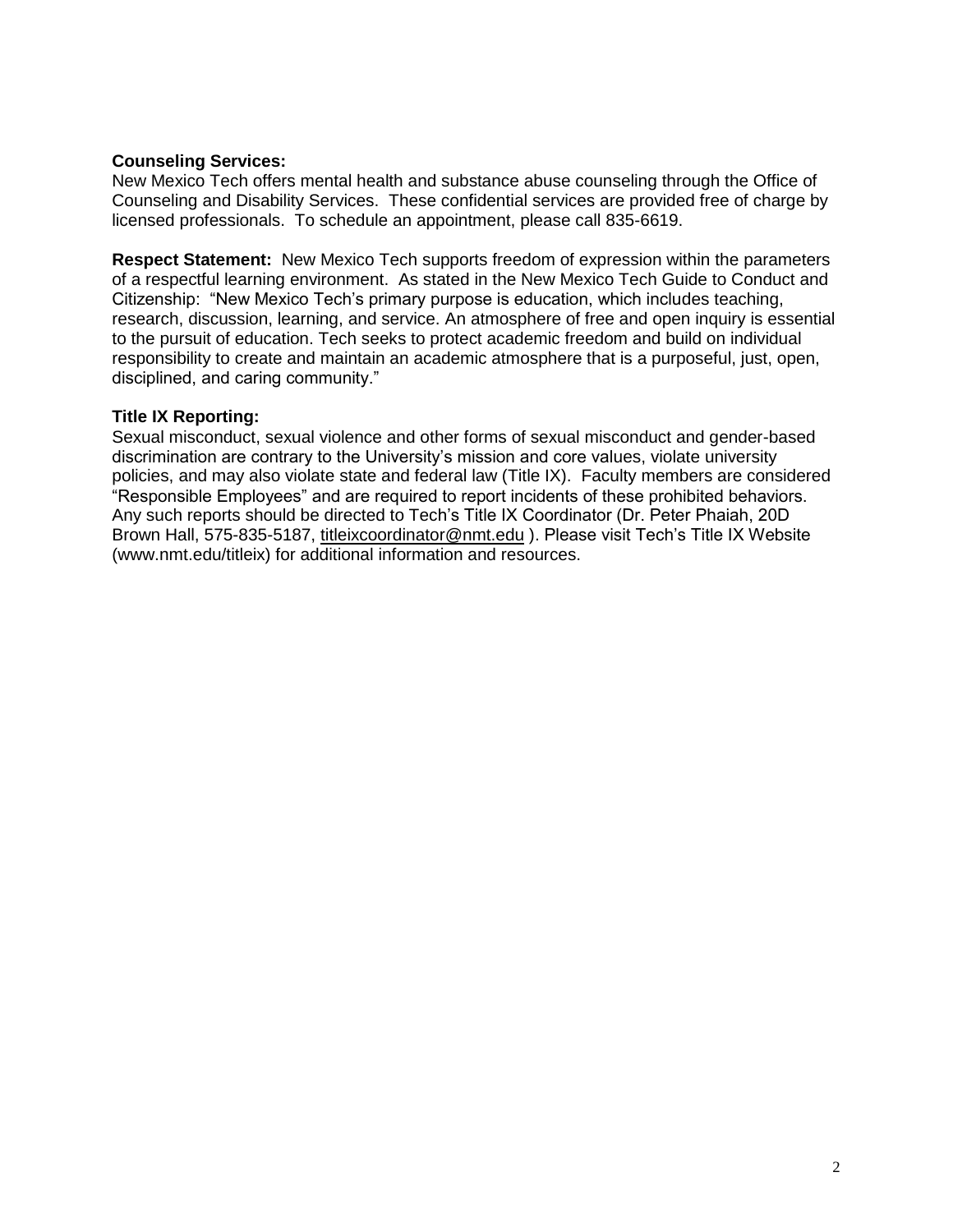**Counseling Services:**
New Mexico Tech offers mental health and substance abuse counseling through the Office of Counseling and Disability Services. These confidential services are provided free of charge by licensed professionals. To schedule an appointment, please call 835-6619.

**Respect Statement:** New Mexico Tech supports freedom of expression within the parameters of a respectful learning environment. As stated in the New Mexico Tech Guide to Conduct and Citizenship: "New Mexico Tech's primary purpose is education, which includes teaching, research, discussion, learning, and service. An atmosphere of free and open inquiry is essential to the pursuit of education. Tech seeks to protect academic freedom and build on individual responsibility to create and maintain an academic atmosphere that is a purposeful, just, open, disciplined, and caring community."

**Title IX Reporting:**
Sexual misconduct, sexual violence and other forms of sexual misconduct and gender-based discrimination are contrary to the University's mission and core values, violate university policies, and may also violate state and federal law (Title IX). Faculty members are considered "Responsible Employees" and are required to report incidents of these prohibited behaviors. Any such reports should be directed to Tech's Title IX Coordinator (Dr. Peter Phaiah, 20D Brown Hall, 575-835-5187, titleixcoordinator@nmt.edu ). Please visit Tech's Title IX Website (www.nmt.edu/titleix) for additional information and resources.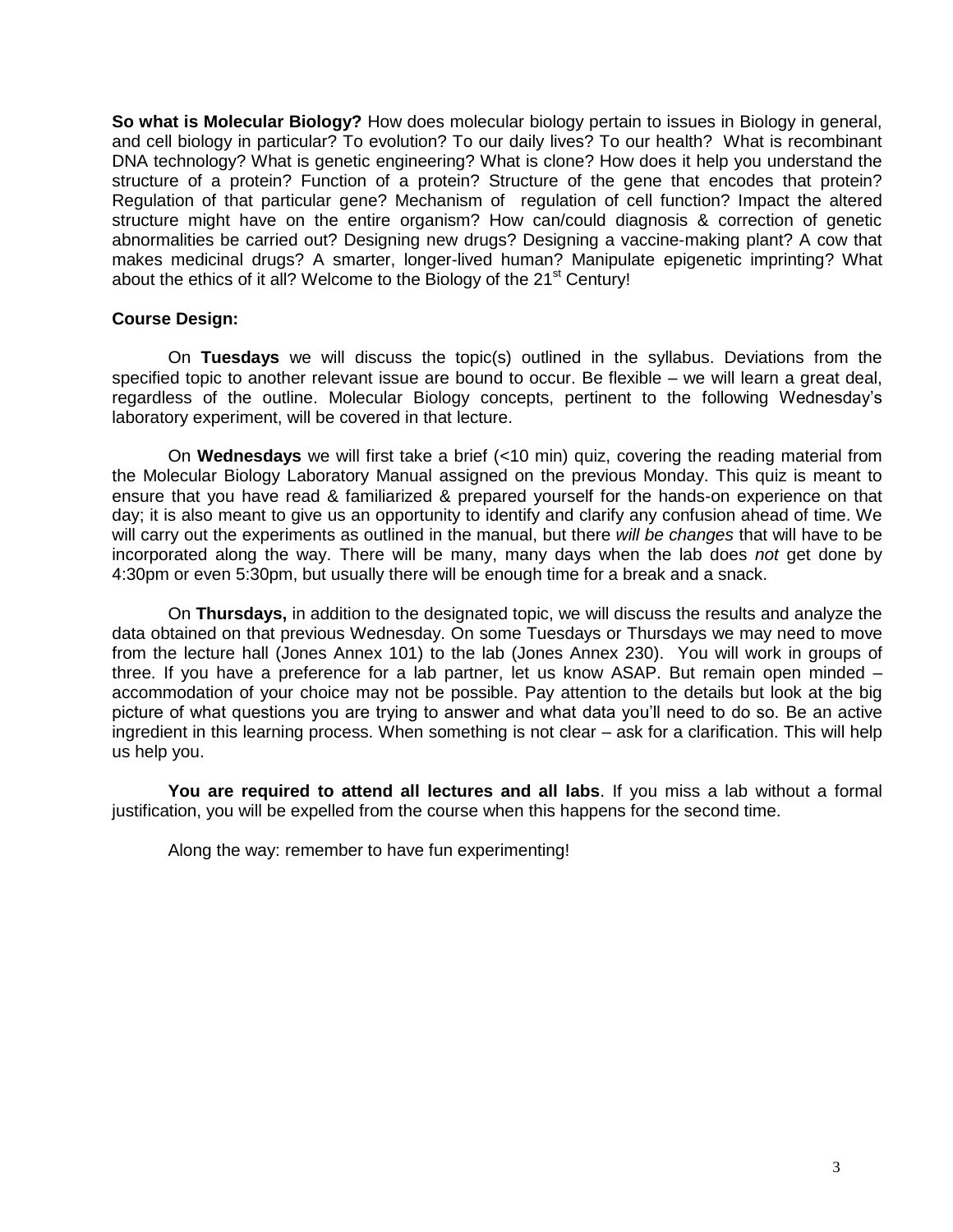**So what is Molecular Biology?** How does molecular biology pertain to issues in Biology in general, and cell biology in particular? To evolution? To our daily lives? To our health? What is recombinant DNA technology? What is genetic engineering? What is clone? How does it help you understand the structure of a protein? Function of a protein? Structure of the gene that encodes that protein? Regulation of that particular gene? Mechanism of regulation of cell function? Impact the altered structure might have on the entire organism? How can/could diagnosis & correction of genetic abnormalities be carried out? Designing new drugs? Designing a vaccine-making plant? A cow that makes medicinal drugs? A smarter, longer-lived human? Manipulate epigenetic imprinting? What about the ethics of it all? Welcome to the Biology of the 21st Century!

**Course Design:**

On **Tuesdays** we will discuss the topic(s) outlined in the syllabus. Deviations from the specified topic to another relevant issue are bound to occur. Be flexible – we will learn a great deal, regardless of the outline. Molecular Biology concepts, pertinent to the following Wednesday's laboratory experiment, will be covered in that lecture.

On **Wednesdays** we will first take a brief (<10 min) quiz, covering the reading material from the Molecular Biology Laboratory Manual assigned on the previous Monday. This quiz is meant to ensure that you have read & familiarized & prepared yourself for the hands-on experience on that day; it is also meant to give us an opportunity to identify and clarify any confusion ahead of time. We will carry out the experiments as outlined in the manual, but there *will be changes* that will have to be incorporated along the way. There will be many, many days when the lab does *not* get done by 4:30pm or even 5:30pm, but usually there will be enough time for a break and a snack.

On **Thursdays,** in addition to the designated topic, we will discuss the results and analyze the data obtained on that previous Wednesday. On some Tuesdays or Thursdays we may need to move from the lecture hall (Jones Annex 101) to the lab (Jones Annex 230). You will work in groups of three. If you have a preference for a lab partner, let us know ASAP. But remain open minded – accommodation of your choice may not be possible. Pay attention to the details but look at the big picture of what questions you are trying to answer and what data you'll need to do so. Be an active ingredient in this learning process. When something is not clear – ask for a clarification. This will help us help you.

**You are required to attend all lectures and all labs**. If you miss a lab without a formal justification, you will be expelled from the course when this happens for the second time.

Along the way: remember to have fun experimenting!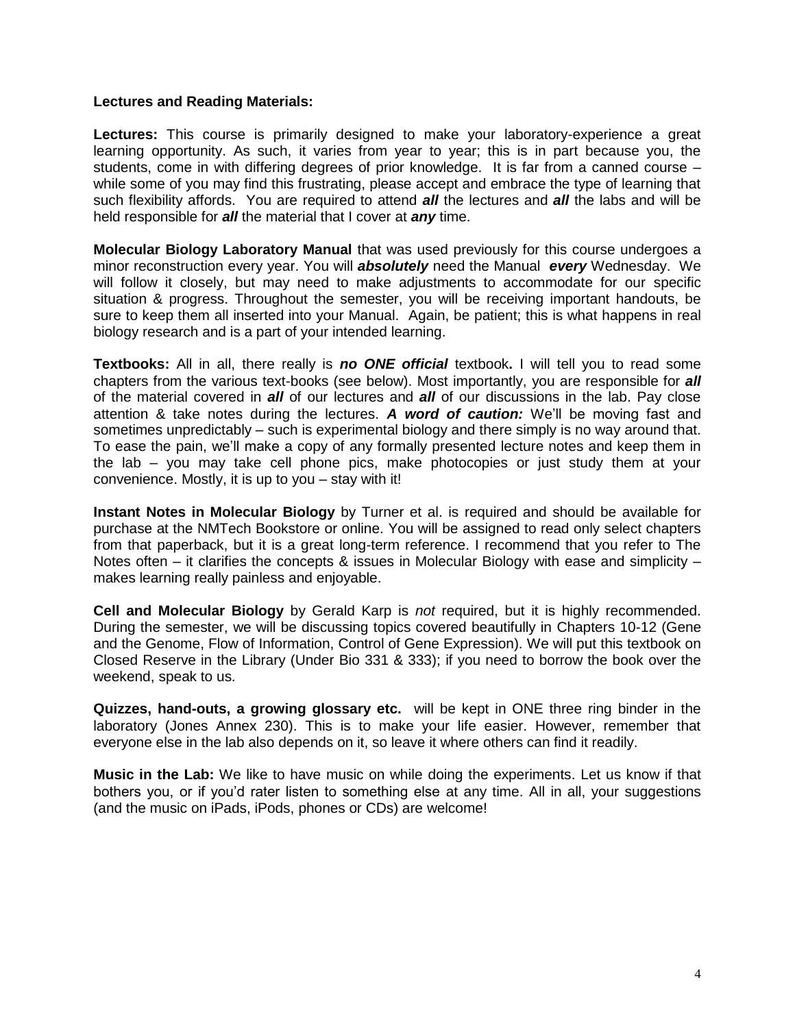**Lectures and Reading Materials:**

**Lectures:** This course is primarily designed to make your laboratory-experience a great learning opportunity. As such, it varies from year to year; this is in part because you, the students, come in with differing degrees of prior knowledge. It is far from a canned course – while some of you may find this frustrating, please accept and embrace the type of learning that such flexibility affords. You are required to attend ***all*** the lectures and ***all*** the labs and will be held responsible for ***all*** the material that I cover at ***any*** time.

**Molecular Biology Laboratory Manual** that was used previously for this course undergoes a minor reconstruction every year. You will ***absolutely*** need the Manual ***every*** Wednesday. We will follow it closely, but may need to make adjustments to accommodate for our specific situation & progress. Throughout the semester, you will be receiving important handouts, be sure to keep them all inserted into your Manual. Again, be patient; this is what happens in real biology research and is a part of your intended learning.

**Textbooks:** All in all, there really is ***no ONE official*** textbook**.** I will tell you to read some chapters from the various text-books (see below). Most importantly, you are responsible for ***all*** of the material covered in ***all*** of our lectures and ***all*** of our discussions in the lab. Pay close attention & take notes during the lectures. ***A word of caution:*** We'll be moving fast and sometimes unpredictably – such is experimental biology and there simply is no way around that. To ease the pain, we'll make a copy of any formally presented lecture notes and keep them in the lab – you may take cell phone pics, make photocopies or just study them at your convenience. Mostly, it is up to you – stay with it!

**Instant Notes in Molecular Biology** by Turner et al. is required and should be available for purchase at the NMTech Bookstore or online. You will be assigned to read only select chapters from that paperback, but it is a great long-term reference. I recommend that you refer to The Notes often – it clarifies the concepts & issues in Molecular Biology with ease and simplicity – makes learning really painless and enjoyable.

**Cell and Molecular Biology** by Gerald Karp is *not* required, but it is highly recommended. During the semester, we will be discussing topics covered beautifully in Chapters 10-12 (Gene and the Genome, Flow of Information, Control of Gene Expression). We will put this textbook on Closed Reserve in the Library (Under Bio 331 & 333); if you need to borrow the book over the weekend, speak to us.

**Quizzes, hand-outs, a growing glossary etc.** will be kept in ONE three ring binder in the laboratory (Jones Annex 230). This is to make your life easier. However, remember that everyone else in the lab also depends on it, so leave it where others can find it readily.

**Music in the Lab:** We like to have music on while doing the experiments. Let us know if that bothers you, or if you'd rater listen to something else at any time. All in all, your suggestions (and the music on iPads, iPods, phones or CDs) are welcome!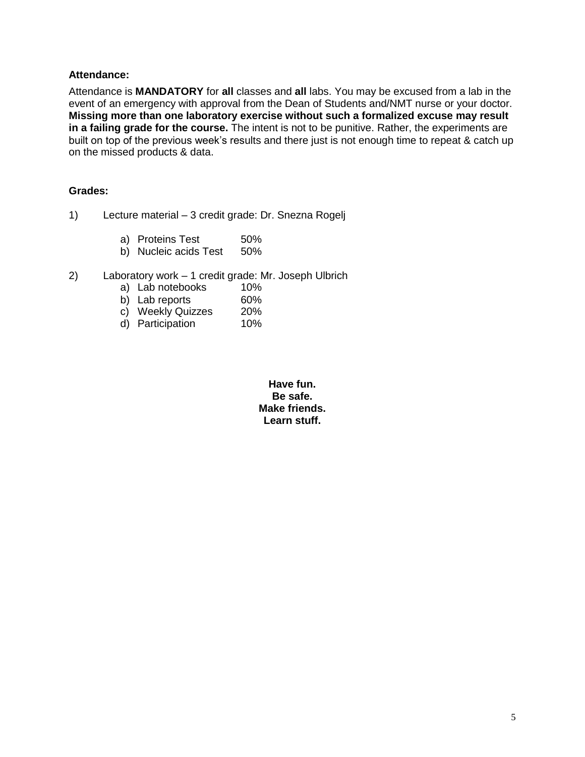**Attendance:**

Attendance is **MANDATORY** for **all** classes and **all** labs. You may be excused from a lab in the event of an emergency with approval from the Dean of Students and/NMT nurse or your doctor. **Missing more than one laboratory exercise without such a formalized excuse may result in a failing grade for the course.** The intent is not to be punitive. Rather, the experiments are built on top of the previous week's results and there just is not enough time to repeat & catch up on the missed products & data.

**Grades:**

1) Lecture material – 3 credit grade: Dr. Snezna Rogelj

   a) Proteins Test 50%
   b) Nucleic acids Test 50%

2) Laboratory work – 1 credit grade: Mr. Joseph Ulbrich

   a) Lab notebooks 10%
   b) Lab reports 60%
   c) Weekly Quizzes 20%
   d) Participation 10%

**Have fun.**
**Be safe.**
**Make friends.**
**Learn stuff.**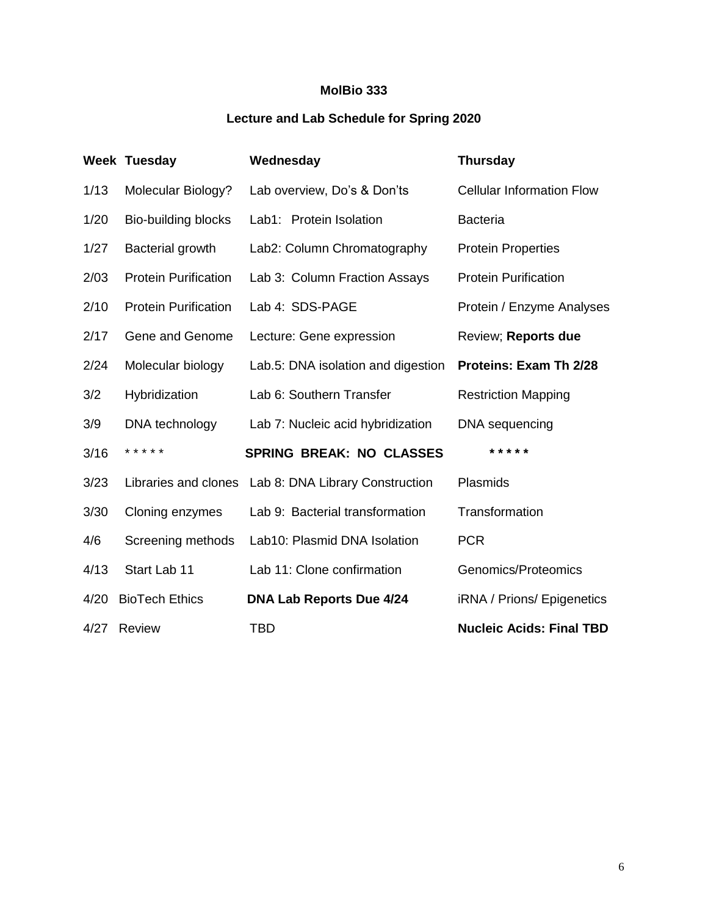**MolBio 333**

**Lecture and Lab Schedule for Spring 2020**

| Week | Tuesday | Wednesday | Thursday |
|---|---|---|---|
| 1/13 | Molecular Biology? | Lab overview, Do's & Don'ts | Cellular Information Flow |
| 1/20 | Bio-building blocks | Lab1: Protein Isolation | Bacteria |
| 1/27 | Bacterial growth | Lab2: Column Chromatography | Protein Properties |
| 2/03 | Protein Purification | Lab 3: Column Fraction Assays | Protein Purification |
| 2/10 | Protein Purification | Lab 4: SDS-PAGE | Protein / Enzyme Analyses |
| 2/17 | Gene and Genome | Lecture: Gene expression | Review; **Reports due** |
| 2/24 | Molecular biology | Lab.5: DNA isolation and digestion | **Proteins: Exam Th 2/28** |
| 3/2 | Hybridization | Lab 6: Southern Transfer | Restriction Mapping |
| 3/9 | DNA technology | Lab 7: Nucleic acid hybridization | DNA sequencing |
| 3/16 | * * * * * | **SPRING BREAK: NO CLASSES** | **\* \* \* \* \*** |
| 3/23 | Libraries and clones | Lab 8: DNA Library Construction | Plasmids |
| 3/30 | Cloning enzymes | Lab 9: Bacterial transformation | Transformation |
| 4/6 | Screening methods | Lab10: Plasmid DNA Isolation | PCR |
| 4/13 | Start Lab 11 | Lab 11: Clone confirmation | Genomics/Proteomics |
| 4/20 | BioTech Ethics | **DNA Lab Reports Due 4/24** | iRNA / Prions/ Epigenetics |
| 4/27 | Review | TBD | **Nucleic Acids: Final TBD** |